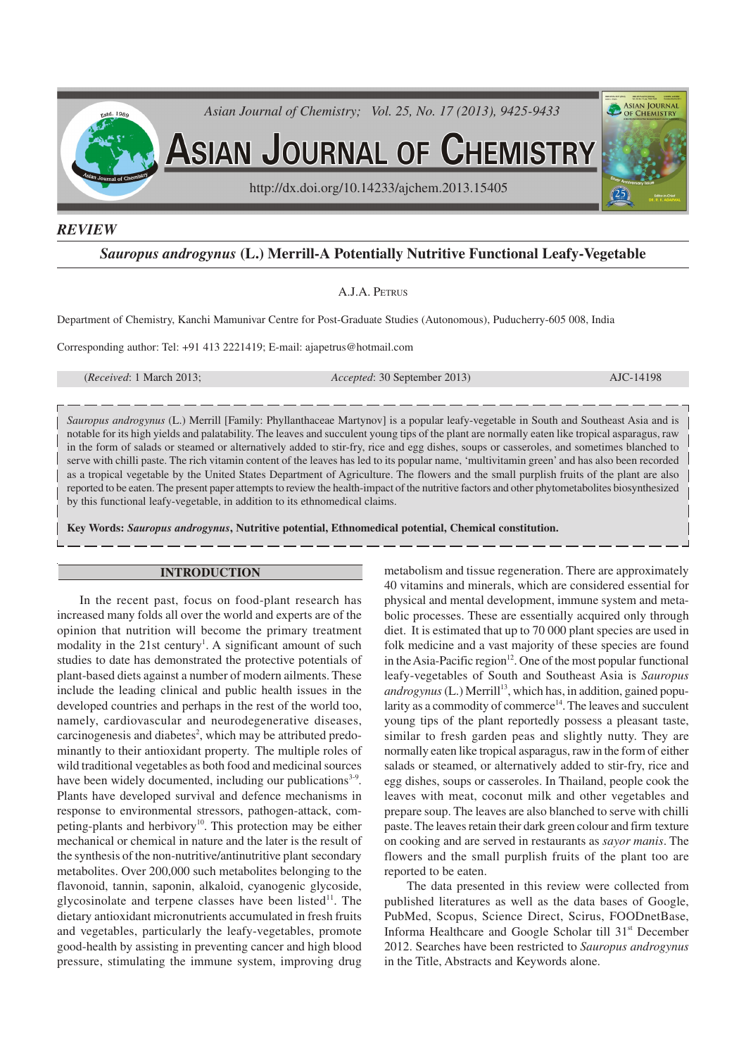## REVIEW

# *Sauropus androgynus* (L.) Merrill-A Potentially Nutritive Functional Leafy-Vegetable

A.J.A. Petrus

Department of Chemistry, Kanchi Mamunivar Centre for Post-Graduate Studies (Autonomous), Puducherry-605 008, India

Corresponding author: Tel: +91 413 2221419; E-mail: ajapetrus@hotmail.com

(*Received*: 1 March 2013; *Accepted*: 30 September 2013) AJC-14198

*Sauropus androgynus* (L.) Merrill [Family: Phyllanthaceae Martynov] is a popular leafy-vegetable in South and Southeast Asia and is notable for its high yields and palatability. The leaves and succulent young tips of the plant are normally eaten like tropical asparagus, raw in the form of salads or steamed or alternatively added to stir-fry, rice and egg dishes, soups or casseroles, and sometimes blanched to serve with chilli paste. The rich vitamin content of the leaves has led to its popular name, 'multivitamin green' and has also been recorded as a tropical vegetable by the United States Department of Agriculture. The flowers and the small purplish fruits of the plant are also reported to be eaten. The present paper attempts to review the health-impact of the nutritive factors and other phytometabolites biosynthesized by this functional leafy-vegetable, in addition to its ethnomedical claims.

**Key Words: *Sauropus androgynus*, Nutritive potential, Ethnomedical potential, Chemical constitution.**

## INTRODUCTION

In the recent past, focus on food-plant research has increased many folds all over the world and experts are of the opinion that nutrition will become the primary treatment modality in the 21st century[1]. A significant amount of such studies to date has demonstrated the protective potentials of plant-based diets against a number of modern ailments. These include the leading clinical and public health issues in the developed countries and perhaps in the rest of the world too, namely, cardiovascular and neurodegenerative diseases, carcinogenesis and diabetes[2], which may be attributed predominantly to their antioxidant property. The multiple roles of wild traditional vegetables as both food and medicinal sources have been widely documented, including our publications[3-9]. Plants have developed survival and defence mechanisms in response to environmental stressors, pathogen-attack, competing-plants and herbivory[10]. This protection may be either mechanical or chemical in nature and the later is the result of the synthesis of the non-nutritive/antinutritive plant secondary metabolites. Over 200,000 such metabolites belonging to the flavonoid, tannin, saponin, alkaloid, cyanogenic glycoside, glycosinolate and terpene classes have been listed[11]. The dietary antioxidant micronutrients accumulated in fresh fruits and vegetables, particularly the leafy-vegetables, promote good-health by assisting in preventing cancer and high blood pressure, stimulating the immune system, improving drug metabolism and tissue regeneration. There are approximately 40 vitamins and minerals, which are considered essential for physical and mental development, immune system and metabolic processes. These are essentially acquired only through diet. It is estimated that up to 70 000 plant species are used in folk medicine and a vast majority of these species are found in the Asia-Pacific region[12]. One of the most popular functional leafy-vegetables of South and Southeast Asia is *Sauropus androgynus* (L.) Merrill[13], which has, in addition, gained popularity as a commodity of commerce[14]. The leaves and succulent young tips of the plant reportedly possess a pleasant taste, similar to fresh garden peas and slightly nutty. They are normally eaten like tropical asparagus, raw in the form of either salads or steamed, or alternatively added to stir-fry, rice and egg dishes, soups or casseroles. In Thailand, people cook the leaves with meat, coconut milk and other vegetables and prepare soup. The leaves are also blanched to serve with chilli paste. The leaves retain their dark green colour and firm texture on cooking and are served in restaurants as *sayor manis*. The flowers and the small purplish fruits of the plant too are reported to be eaten.

The data presented in this review were collected from published literatures as well as the data bases of Google, PubMed, Scopus, Science Direct, Scirus, FOODnetBase, Informa Healthcare and Google Scholar till 31st December 2012. Searches have been restricted to *Sauropus androgynus* in the Title, Abstracts and Keywords alone.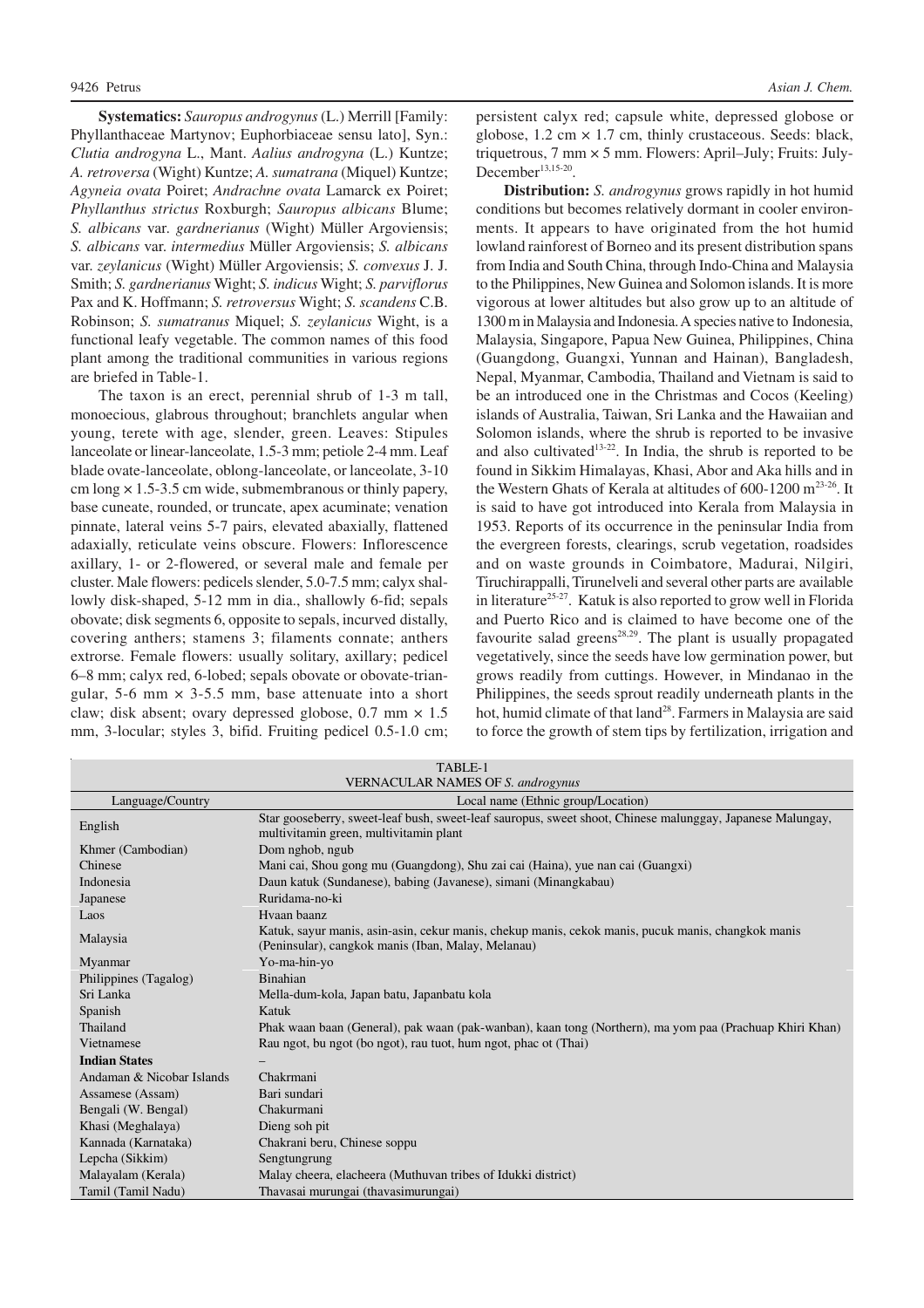**Systematics:** *Sauropus androgynus* (L.) Merrill [Family: Phyllanthaceae Martynov; Euphorbiaceae sensu lato], Syn.: *Clutia androgyna* L., Mant. *Aalius androgyna* (L.) Kuntze; *A. retroversa* (Wight) Kuntze; *A. sumatrana* (Miquel) Kuntze; *Agyneia ovata* Poiret; *Andrachne ovata* Lamarck ex Poiret; *Phyllanthus strictus* Roxburgh; *Sauropus albicans* Blume; *S. albicans* var. *gardnerianus* (Wight) Müller Argoviensis; *S. albicans* var. *intermedius* Müller Argoviensis; *S. albicans* var. *zeylanicus* (Wight) Müller Argoviensis; *S. convexus* J. J. Smith; *S. gardnerianus* Wight; *S. indicus* Wight; *S. parviflorus* Pax and K. Hoffmann; *S. retroversus* Wight; *S. scandens* C.B. Robinson; *S. sumatranus* Miquel; *S. zeylanicus* Wight, is a functional leafy vegetable. The common names of this food plant among the traditional communities in various regions are briefed in Table-1.

The taxon is an erect, perennial shrub of 1-3 m tall, monoecious, glabrous throughout; branchlets angular when young, terete with age, slender, green. Leaves: Stipules lanceolate or linear-lanceolate, 1.5-3 mm; petiole 2-4 mm. Leaf blade ovate-lanceolate, oblong-lanceolate, or lanceolate, 3-10 cm long × 1.5-3.5 cm wide, submembranous or thinly papery, base cuneate, rounded, or truncate, apex acuminate; venation pinnate, lateral veins 5-7 pairs, elevated abaxially, flattened adaxially, reticulate veins obscure. Flowers: Inflorescence axillary, 1- or 2-flowered, or several male and female per cluster. Male flowers: pedicels slender, 5.0-7.5 mm; calyx shallowly disk-shaped, 5-12 mm in dia., shallowly 6-fid; sepals obovate; disk segments 6, opposite to sepals, incurved distally, covering anthers; stamens 3; filaments connate; anthers extrorse. Female flowers: usually solitary, axillary; pedicel 6–8 mm; calyx red, 6-lobed; sepals obovate or obovate-triangular, 5-6 mm × 3-5.5 mm, base attenuate into a short claw; disk absent; ovary depressed globose, 0.7 mm × 1.5 mm, 3-locular; styles 3, bifid. Fruiting pedicel 0.5-1.0 cm; persistent calyx red; capsule white, depressed globose or globose, 1.2 cm × 1.7 cm, thinly crustaceous. Seeds: black, triquetrous, 7 mm × 5 mm. Flowers: April–July; Fruits: July-December[13,15-20].

**Distribution:** *S. androgynus* grows rapidly in hot humid conditions but becomes relatively dormant in cooler environments. It appears to have originated from the hot humid lowland rainforest of Borneo and its present distribution spans from India and South China, through Indo-China and Malaysia to the Philippines, New Guinea and Solomon islands. It is more vigorous at lower altitudes but also grow up to an altitude of 1300 m in Malaysia and Indonesia. A species native to Indonesia, Malaysia, Singapore, Papua New Guinea, Philippines, China (Guangdong, Guangxi, Yunnan and Hainan), Bangladesh, Nepal, Myanmar, Cambodia, Thailand and Vietnam is said to be an introduced one in the Christmas and Cocos (Keeling) islands of Australia, Taiwan, Sri Lanka and the Hawaiian and Solomon islands, where the shrub is reported to be invasive and also cultivated[13-22]. In India, the shrub is reported to be found in Sikkim Himalayas, Khasi, Abor and Aka hills and in the Western Ghats of Kerala at altitudes of 600-1200 m[23-26]. It is said to have got introduced into Kerala from Malaysia in 1953. Reports of its occurrence in the peninsular India from the evergreen forests, clearings, scrub vegetation, roadsides and on waste grounds in Coimbatore, Madurai, Nilgiri, Tiruchirappalli, Tirunelveli and several other parts are available in literature[25-27]. Katuk is also reported to grow well in Florida and Puerto Rico and is claimed to have become one of the favourite salad greens[28,29]. The plant is usually propagated vegetatively, since the seeds have low germination power, but grows readily from cuttings. However, in Mindanao in the Philippines, the seeds sprout readily underneath plants in the hot, humid climate of that land[28]. Farmers in Malaysia are said to force the growth of stem tips by fertilization, irrigation and

TABLE-1
VERNACULAR NAMES OF *S. androgynus*

| Language/Country | Local name (Ethnic group/Location) |
|---|---|
| English | Star gooseberry, sweet-leaf bush, sweet-leaf sauropus, sweet shoot, Chinese malunggay, Japanese Malungay, multivitamin green, multivitamin plant |
| Khmer (Cambodian) | Dom nghob, ngub |
| Chinese | Mani cai, Shou gong mu (Guangdong), Shu zai cai (Haina), yue nan cai (Guangxi) |
| Indonesia | Daun katuk (Sundanese), babing (Javanese), simani (Minangkabau) |
| Japanese | Ruridama-no-ki |
| Laos | Hvaan baanz |
| Malaysia | Katuk, sayur manis, asin-asin, cekur manis, chekup manis, cekok manis, pucuk manis, changkok manis (Peninsular), cangkok manis (Iban, Malay, Melanau) |
| Myanmar | Yo-ma-hin-yo |
| Philippines (Tagalog) | Binahian |
| Sri Lanka | Mella-dum-kola, Japan batu, Japanbatu kola |
| Spanish | Katuk |
| Thailand | Phak waan baan (General), pak waan (pak-wanban), kaan tong (Northern), ma yom paa (Prachuap Khiri Khan) |
| Vietnamese | Rau ngot, bu ngot (bo ngot), rau tuot, hum ngot, phac ot (Thai) |
| **Indian States** | – |
| Andaman & Nicobar Islands | Chakrmani |
| Assamese (Assam) | Bari sundari |
| Bengali (W. Bengal) | Chakurmani |
| Khasi (Meghalaya) | Dieng soh pit |
| Kannada (Karnataka) | Chakrani beru, Chinese soppu |
| Lepcha (Sikkim) | Sengtungrung |
| Malayalam (Kerala) | Malay cheera, elacheera (Muthuvan tribes of Idukki district) |
| Tamil (Tamil Nadu) | Thavasai murungai (thavasimurungai) |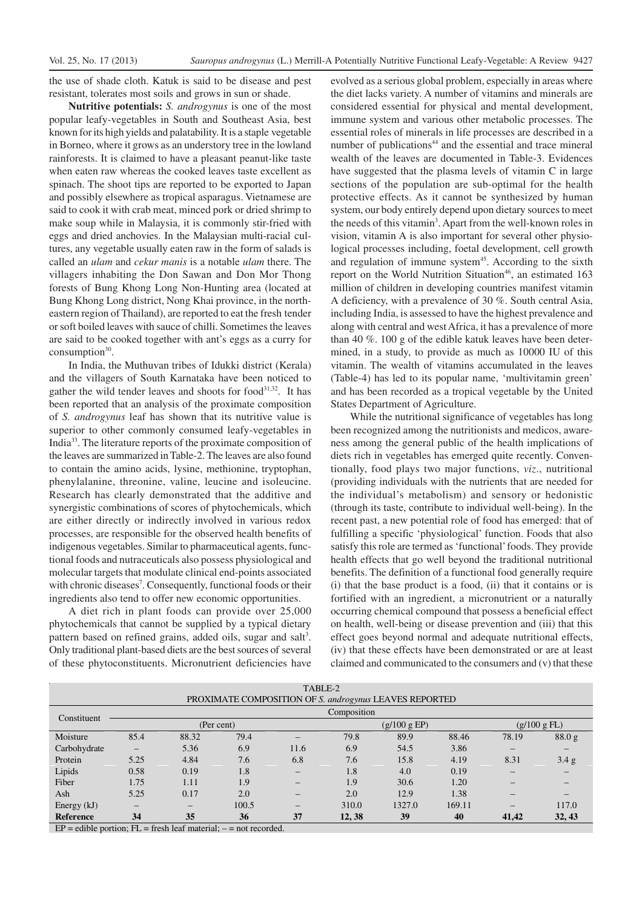the use of shade cloth. Katuk is said to be disease and pest resistant, tolerates most soils and grows in sun or shade.

**Nutritive potentials:** *S. androgynus* is one of the most popular leafy-vegetables in South and Southeast Asia, best known for its high yields and palatability. It is a staple vegetable in Borneo, where it grows as an understory tree in the lowland rainforests. It is claimed to have a pleasant peanut-like taste when eaten raw whereas the cooked leaves taste excellent as spinach. The shoot tips are reported to be exported to Japan and possibly elsewhere as tropical asparagus. Vietnamese are said to cook it with crab meat, minced pork or dried shrimp to make soup while in Malaysia, it is commonly stir-fried with eggs and dried anchovies. In the Malaysian multi-racial cultures, any vegetable usually eaten raw in the form of salads is called an *ulam* and *cekur manis* is a notable *ulam* there. The villagers inhabiting the Don Sawan and Don Mor Thong forests of Bung Khong Long Non-Hunting area (located at Bung Khong Long district, Nong Khai province, in the north-eastern region of Thailand), are reported to eat the fresh tender or soft boiled leaves with sauce of chilli. Sometimes the leaves are said to be cooked together with ant's eggs as a curry for consumption[30].

In India, the Muthuvan tribes of Idukki district (Kerala) and the villagers of South Karnataka have been noticed to gather the wild tender leaves and shoots for food[31,32]. It has been reported that an analysis of the proximate composition of *S. androgynus* leaf has shown that its nutritive value is superior to other commonly consumed leafy-vegetables in India[33]. The literature reports of the proximate composition of the leaves are summarized in Table-2. The leaves are also found to contain the amino acids, lysine, methionine, tryptophan, phenylalanine, threonine, valine, leucine and isoleucine. Research has clearly demonstrated that the additive and synergistic combinations of scores of phytochemicals, which are either directly or indirectly involved in various redox processes, are responsible for the observed health benefits of indigenous vegetables. Similar to pharmaceutical agents, functional foods and nutraceuticals also possess physiological and molecular targets that modulate clinical end-points associated with chronic diseases[7]. Consequently, functional foods or their ingredients also tend to offer new economic opportunities.

A diet rich in plant foods can provide over 25,000 phytochemicals that cannot be supplied by a typical dietary pattern based on refined grains, added oils, sugar and salt[3]. Only traditional plant-based diets are the best sources of several of these phytoconstituents. Micronutrient deficiencies have evolved as a serious global problem, especially in areas where the diet lacks variety. A number of vitamins and minerals are considered essential for physical and mental development, immune system and various other metabolic processes. The essential roles of minerals in life processes are described in a number of publications[44] and the essential and trace mineral wealth of the leaves are documented in Table-3. Evidences have suggested that the plasma levels of vitamin C in large sections of the population are sub-optimal for the health protective effects. As it cannot be synthesized by human system, our body entirely depend upon dietary sources to meet the needs of this vitamin[3]. Apart from the well-known roles in vision, vitamin A is also important for several other physiological processes including, foetal development, cell growth and regulation of immune system[45]. According to the sixth report on the World Nutrition Situation[46], an estimated 163 million of children in developing countries manifest vitamin A deficiency, with a prevalence of 30 %. South central Asia, including India, is assessed to have the highest prevalence and along with central and west Africa, it has a prevalence of more than 40 %. 100 g of the edible katuk leaves have been determined, in a study, to provide as much as 10000 IU of this vitamin. The wealth of vitamins accumulated in the leaves (Table-4) has led to its popular name, 'multivitamin green' and has been recorded as a tropical vegetable by the United States Department of Agriculture.

While the nutritional significance of vegetables has long been recognized among the nutritionists and medicos, awareness among the general public of the health implications of diets rich in vegetables has emerged quite recently. Conventionally, food plays two major functions, *viz.*, nutritional (providing individuals with the nutrients that are needed for the individual's metabolism) and sensory or hedonistic (through its taste, contribute to individual well-being). In the recent past, a new potential role of food has emerged: that of fulfilling a specific 'physiological' function. Foods that also satisfy this role are termed as 'functional' foods. They provide health effects that go well beyond the traditional nutritional benefits. The definition of a functional food generally require (i) that the base product is a food, (ii) that it contains or is fortified with an ingredient, a micronutrient or a naturally occurring chemical compound that possess a beneficial effect on health, well-being or disease prevention and (iii) that this effect goes beyond normal and adequate nutritional effects, (iv) that these effects have been demonstrated or are at least claimed and communicated to the consumers and (v) that these

TABLE-2
PROXIMATE COMPOSITION OF *S. androgynus* LEAVES REPORTED

| Constituent | Composition | | | | | | | | |
|---|---|---|---|---|---|---|---|---|---|
| | (Per cent) | | | | (g/100 g EP) | | | (g/100 g FL) | |
| Moisture | 85.4 | 88.32 | 79.4 | – | 79.8 | 89.9 | 88.46 | 78.19 | 88.0 g |
| Carbohydrate | – | 5.36 | 6.9 | 11.6 | 6.9 | 54.5 | 3.86 | – | – |
| Protein | 5.25 | 4.84 | 7.6 | 6.8 | 7.6 | 15.8 | 4.19 | 8.31 | 3.4 g |
| Lipids | 0.58 | 0.19 | 1.8 | – | 1.8 | 4.0 | 0.19 | – | – |
| Fiber | 1.75 | 1.11 | 1.9 | – | 1.9 | 30.6 | 1.20 | – | – |
| Ash | 5.25 | 0.17 | 2.0 | – | 2.0 | 12.9 | 1.38 | – | – |
| Energy (kJ) | – | – | 100.5 | – | 310.0 | 1327.0 | 169.11 | – | 117.0 |
| **Reference** | **34** | **35** | **36** | **37** | **12, 38** | **39** | **40** | **41,42** | **32, 43** |

EP = edible portion; FL = fresh leaf material; – = not recorded.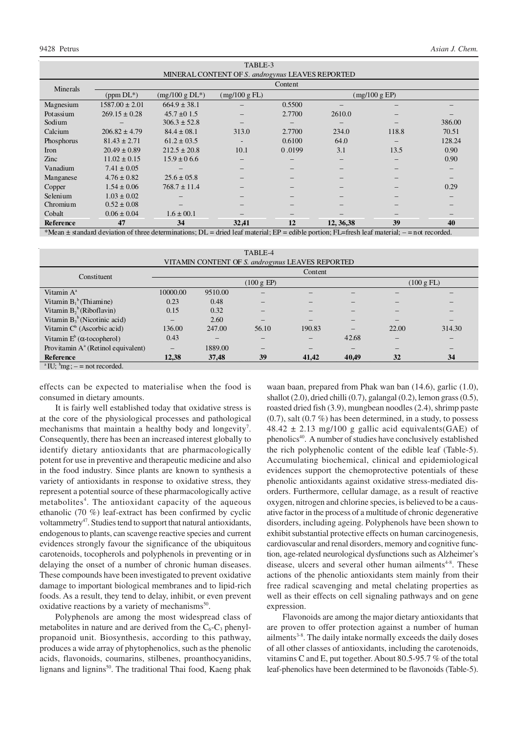TABLE-3

MINERAL CONTENT OF *S. androgynus* LEAVES REPORTED

| Minerals | Content | | | | | | |
|---|---|---|---|---|---|---|---|
| | (ppm DL*) | (mg/100 g DL*) | (mg/100 g FL) | (mg/100 g EP) | | | |
| Magnesium | 1587.00 ± 2.01 | 664.9 ± 38.1 | – | 0.5500 | – | – | – |
| Potassium | 269.15 ± 0.28 | 45.7 ±0 1.5 | – | 2.7700 | 2610.0 | – | – |
| Sodium | – | 306.3 ± 52.8 | – | – | – | – | 386.00 |
| Calcium | 206.82 ± 4.79 | 84.4 ± 08.1 | 313.0 | 2.7700 | 234.0 | 118.8 | 70.51 |
| Phosphorus | 81.43 ± 2.71 | 61.2 ± 03.5 | - | 0.6100 | 64.0 | – | 128.24 |
| Iron | 20.49 ± 0.89 | 212.5 ± 20.8 | 10.1 | 0 .0199 | 3.1 | 13.5 | 0.90 |
| Zinc | 11.02 ± 0.15 | 15.9 ± 0 6.6 | – | – | – | – | 0.90 |
| Vanadium | 7.41 ± 0.05 | – | – | – | – | – | – |
| Manganese | 4.76 ± 0.82 | 25.6 ± 05.8 | – | – | – | – | – |
| Copper | 1.54 ± 0.06 | 768.7 ± 11.4 | – | – | – | – | 0.29 |
| Selenium | 1.03 ± 0.02 | – | – | – | – | – | – |
| Chromium | 0.52 ± 0.08 | – | – | – | – | – | – |
| Cobalt | 0.06 ± 0.04 | 1.6 ± 00.1 | – | – | – | – | – |
| **Reference** | **47** | **34** | **32,41** | **12** | **12, 36,38** | **39** | **40** |

*Mean ± standard deviation of three determinations; DL = dried leaf material; EP = edible portion; FL=fresh leaf material; – = not recorded.

TABLE-4

VITAMIN CONTENT OF *S. androgynus* LEAVES REPORTED

| Constituent | Content | | | | | | |
|---|---|---|---|---|---|---|---|
| | (100 g EP) | | | | | (100 g FL) | |
| Vitamin A[a] | 10000.00 | 9510.00 | – | – | – | – | – |
| Vitamin $B_1$[b] (Thiamine) | 0.23 | 0.48 | – | – | – | – | – |
| Vitamin $B_2$[b] (Riboflavin) | 0.15 | 0.32 | – | – | – | – | – |
| Vitamin $B_3$[b] (Nicotinic acid) | – | 2.60 | – | – | – | – | – |
| Vitamin C[b] (Ascorbic acid) | 136.00 | 247.00 | 56.10 | 190.83 | – | 22.00 | 314.30 |
| Vitamin E[b] (α-tocopherol) | 0.43 | – | – | – | 42.68 | – | – |
| Provitamin A[a] (Retinol equivalent) | – | 1889.00 | – | – | – | – | – |
| **Reference** | **12,38** | **37,48** | **39** | **41,42** | **40,49** | **32** | **34** |

[a] IU; [b] mg; – = not recorded.

effects can be expected to materialise when the food is consumed in dietary amounts.

It is fairly well established today that oxidative stress is at the core of the physiological processes and pathological mechanisms that maintain a healthy body and longevity[7]. Consequently, there has been an increased interest globally to identify dietary antioxidants that are pharmacologically potent for use in preventive and therapeutic medicine and also in the food industry. Since plants are known to synthesis a variety of antioxidants in response to oxidative stress, they represent a potential source of these pharmacologically active metabolites[4]. The antioxidant capacity of the aqueous ethanolic (70 %) leaf-extract has been confirmed by cyclic voltammetry[47]. Studies tend to support that natural antioxidants, endogenous to plants, can scavenge reactive species and current evidences strongly favour the significance of the ubiquitous carotenoids, tocopherols and polyphenols in preventing or in delaying the onset of a number of chronic human diseases. These compounds have been investigated to prevent oxidative damage to important biological membranes and to lipid-rich foods. As a result, they tend to delay, inhibit, or even prevent oxidative reactions by a variety of mechanisms[50].

Polyphenols are among the most widespread class of metabolites in nature and are derived from the $C_6$-$C_3$ phenylpropanoid unit. Biosynthesis, according to this pathway, produces a wide array of phytophenolics, such as the phenolic acids, flavonoids, coumarins, stilbenes, proanthocyanidins, lignans and lignins[50]. The traditional Thai food, Kaeng phak waan baan, prepared from Phak wan ban (14.6), garlic (1.0), shallot (2.0), dried chilli (0.7), galangal (0.2), lemon grass (0.5), roasted dried fish (3.9), mungbean noodles (2.4), shrimp paste (0.7), salt (0.7 %) has been determined, in a study, to possess 48.42 ± 2.13 mg/100 g gallic acid equivalents(GAE) of phenolics[40]. A number of studies have conclusively established the rich polyphenolic content of the edible leaf (Table-5). Accumulating biochemical, clinical and epidemiological evidences support the chemoprotective potentials of these phenolic antioxidants against oxidative stress-mediated disorders. Furthermore, cellular damage, as a result of reactive oxygen, nitrogen and chlorine species, is believed to be a causative factor in the process of a multitude of chronic degenerative disorders, including ageing. Polyphenols have been shown to exhibit substantial protective effects on human carcinogenesis, cardiovascular and renal disorders, memory and cognitive function, age-related neurological dysfunctions such as Alzheimer's disease, ulcers and several other human ailments[4-8]. These actions of the phenolic antioxidants stem mainly from their free radical scavenging and metal chelating properties as well as their effects on cell signaling pathways and on gene expression.

Flavonoids are among the major dietary antioxidants that are proven to offer protection against a number of human ailments[3-8]. The daily intake normally exceeds the daily doses of all other classes of antioxidants, including the carotenoids, vitamins C and E, put together. About 80.5-95.7 % of the total leaf-phenolics have been determined to be flavonoids (Table-5).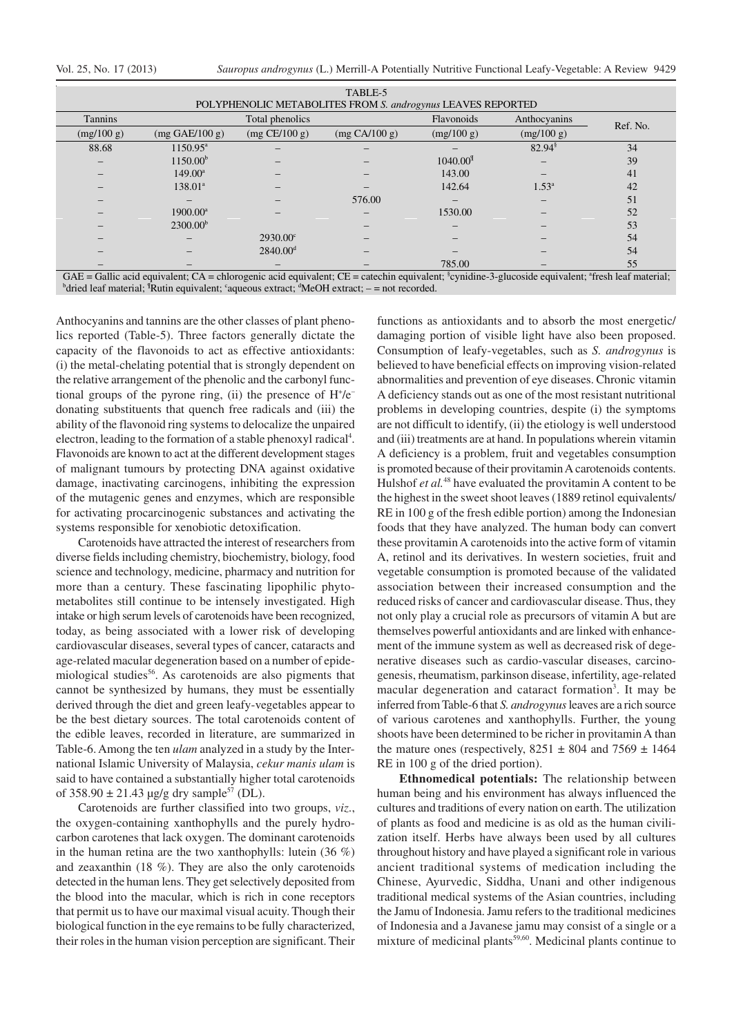TABLE-5
POLYPHENOLIC METABOLITES FROM *S. androgynus* LEAVES REPORTED

| Tannins | Total phenolics | | | Flavonoids | Anthocyanins | Ref. No. |
|---|---|---|---|---|---|---|
| (mg/100 g) | (mg GAE/100 g) | (mg CE/100 g) | (mg CA/100 g) | (mg/100 g) | (mg/100 g) | |
| 88.68 | 1150.95[a] | – | – | – | 82.94[§] | 34 |
| – | 1150.00[b] | – | – | 1040.00[¶] | – | 39 |
| – | 149.00[a] | – | – | 143.00 | – | 41 |
| – | 138.01[a] | – | – | 142.64 | 1.53[a] | 42 |
| – | – | – | 576.00 | – | – | 51 |
| – | 1900.00[a] | – | – | 1530.00 | – | 52 |
| – | 2300.00[b] | – | – | – | – | 53 |
| – | – | 2930.00[c] | – | – | – | 54 |
| – | – | 2840.00[d] | – | – | – | 54 |
| – | – | – | – | 785.00 | – | 55 |

GAE = Gallic acid equivalent; CA = chlorogenic acid equivalent; CE = catechin equivalent; [§]cynidine-3-glucoside equivalent; [a]fresh leaf material; [b]dried leaf material; [¶]Rutin equivalent; [c]aqueous extract; [d]MeOH extract; – = not recorded.

Anthocyanins and tannins are the other classes of plant phenolics reported (Table-5). Three factors generally dictate the capacity of the flavonoids to act as effective antioxidants: (i) the metal-chelating potential that is strongly dependent on the relative arrangement of the phenolic and the carbonyl functional groups of the pyrone ring, (ii) the presence of $H^+/e^-$ donating substituents that quench free radicals and (iii) the ability of the flavonoid ring systems to delocalize the unpaired electron, leading to the formation of a stable phenoxyl radical[4]. Flavonoids are known to act at the different development stages of malignant tumours by protecting DNA against oxidative damage, inactivating carcinogens, inhibiting the expression of the mutagenic genes and enzymes, which are responsible for activating procarcinogenic substances and activating the systems responsible for xenobiotic detoxification.

Carotenoids have attracted the interest of researchers from diverse fields including chemistry, biochemistry, biology, food science and technology, medicine, pharmacy and nutrition for more than a century. These fascinating lipophilic phytometabolites still continue to be intensely investigated. High intake or high serum levels of carotenoids have been recognized, today, as being associated with a lower risk of developing cardiovascular diseases, several types of cancer, cataracts and age-related macular degeneration based on a number of epidemiological studies[56]. As carotenoids are also pigments that cannot be synthesized by humans, they must be essentially derived through the diet and green leafy-vegetables appear to be the best dietary sources. The total carotenoids content of the edible leaves, recorded in literature, are summarized in Table-6. Among the ten *ulam* analyzed in a study by the International Islamic University of Malaysia, *cekur manis ulam* is said to have contained a substantially higher total carotenoids of 358.90 ± 21.43 µg/g dry sample[57] (DL).

Carotenoids are further classified into two groups, *viz*., the oxygen-containing xanthophylls and the purely hydrocarbon carotenes that lack oxygen. The dominant carotenoids in the human retina are the two xanthophylls: lutein (36 %) and zeaxanthin (18 %). They are also the only carotenoids detected in the human lens. They get selectively deposited from the blood into the macular, which is rich in cone receptors that permit us to have our maximal visual acuity. Though their biological function in the eye remains to be fully characterized, their roles in the human vision perception are significant. Their functions as antioxidants and to absorb the most energetic/damaging portion of visible light have also been proposed. Consumption of leafy-vegetables, such as *S. androgynus* is believed to have beneficial effects on improving vision-related abnormalities and prevention of eye diseases. Chronic vitamin A deficiency stands out as one of the most resistant nutritional problems in developing countries, despite (i) the symptoms are not difficult to identify, (ii) the etiology is well understood and (iii) treatments are at hand. In populations wherein vitamin A deficiency is a problem, fruit and vegetables consumption is promoted because of their provitamin A carotenoids contents. Hulshof *et al.*[48] have evaluated the provitamin A content to be the highest in the sweet shoot leaves (1889 retinol equivalents/RE in 100 g of the fresh edible portion) among the Indonesian foods that they have analyzed. The human body can convert these provitamin A carotenoids into the active form of vitamin A, retinol and its derivatives. In western societies, fruit and vegetable consumption is promoted because of the validated association between their increased consumption and the reduced risks of cancer and cardiovascular disease. Thus, they not only play a crucial role as precursors of vitamin A but are themselves powerful antioxidants and are linked with enhancement of the immune system as well as decreased risk of degenerative diseases such as cardio-vascular diseases, carcinogenesis, rheumatism, parkinson disease, infertility, age-related macular degeneration and cataract formation[3]. It may be inferred from Table-6 that *S. androgynus* leaves are a rich source of various carotenes and xanthophylls. Further, the young shoots have been determined to be richer in provitamin A than the mature ones (respectively, 8251 ± 804 and 7569 ± 1464 RE in 100 g of the dried portion).

**Ethnomedical potentials:** The relationship between human being and his environment has always influenced the cultures and traditions of every nation on earth. The utilization of plants as food and medicine is as old as the human civilization itself. Herbs have always been used by all cultures throughout history and have played a significant role in various ancient traditional systems of medication including the Chinese, Ayurvedic, Siddha, Unani and other indigenous traditional medical systems of the Asian countries, including the Jamu of Indonesia. Jamu refers to the traditional medicines of Indonesia and a Javanese jamu may consist of a single or a mixture of medicinal plants[59,60]. Medicinal plants continue to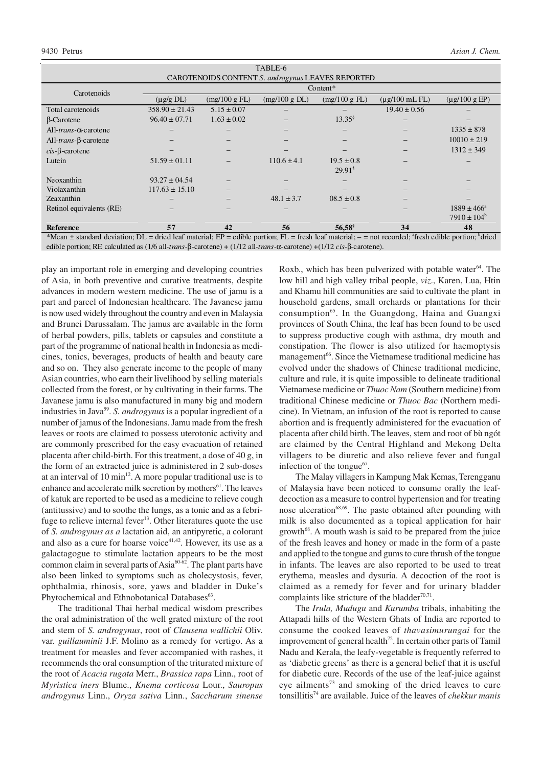TABLE-6
CAROTENOIDS CONTENT *S. androgynus* LEAVES REPORTED

| Carotenoids | Content* | | | | | |
|---|---|---|---|---|---|---|
| | (µg/g DL) | (mg/100 g FL) | (mg/100 g DL) | (mg/100 g FL) | (µg/100 mL FL) | (µg/100 g EP) |
| Total carotenoids | 358.90 ± 21.43 | 5.15 ± 0.07 | – | – | 19.40 ± 0.56 | – |
| β-Carotene | 96.40 ± 07.71 | 1.63 ± 0.02 | – | 13.35[§] | – | – |
| All-*trans*-α-carotene | – | – | – | – | – | 1335 ± 878 |
| All-*trans*-β-carotene | – | – | – | – | – | 10010 ± 219 |
| *cis*-β-carotene | – | – | – | – | – | 1312 ± 349 |
| Lutein | 51.59 ± 01.11 | – | 110.6 ± 4.1 | 19.5 ± 0.8<br>29.91[§] | – | – |
| Neoxanthin | 93.27 ± 04.54 | – | – | – | – | – |
| Violaxanthin | 117.63 ± 15.10 | – | – | – | – | – |
| Zeaxanthin | – | – | 48.1 ± 3.7 | 08.5 ± 0.8 | – | – |
| Retinol equivalents (RE) | – | – | – | – | – | 1889 ± 466[a]<br>7910 ± 104[b] |
| **Reference** | **57** | **42** | **56** | **56,58[§]** | **34** | **48** |

*Mean ± standard deviation; DL = dried leaf material; EP = edible portion; FL = fresh leaf material; – = not recorded; [a]fresh edible portion; [b]dried edible portion; RE calculated as (1/6 all-*trans*-β-carotene) + (1/12 all-*trans*-α-carotene) +(1/12 *cis*-β-carotene).

play an important role in emerging and developing countries of Asia, in both preventive and curative treatments, despite advances in modern western medicine. The use of jamu is a part and parcel of Indonesian healthcare. The Javanese jamu is now used widely throughout the country and even in Malaysia and Brunei Darussalam. The jamus are available in the form of herbal powders, pills, tablets or capsules and constitute a part of the programme of national health in Indonesia as medicines, tonics, beverages, products of health and beauty care and so on. They also generate income to the people of many Asian countries, who earn their livelihood by selling materials collected from the forest, or by cultivating in their farms. The Javanese jamu is also manufactured in many big and modern industries in Java[59]. *S. androgynus* is a popular ingredient of a number of jamus of the Indonesians. Jamu made from the fresh leaves or roots are claimed to possess uterotonic activity and are commonly prescribed for the easy evacuation of retained placenta after child-birth. For this treatment, a dose of 40 g, in the form of an extracted juice is administered in 2 sub-doses at an interval of 10 min[12]. A more popular traditional use is to enhance and accelerate milk secretion by mothers[61]. The leaves of katuk are reported to be used as a medicine to relieve cough (antitussive) and to soothe the lungs, as a tonic and as a febrifuge to relieve internal fever[13]. Other literatures quote the use of *S. androgynus as a* lactation aid, an antipyretic, a colorant and also as a cure for hoarse voice[41,42]. However, its use as a galactagogue to stimulate lactation appears to be the most common claim in several parts of Asia[60-62]. The plant parts have also been linked to symptoms such as cholecystosis, fever, ophthalmia, rhinosis, sore, yaws and bladder in Duke's Phytochemical and Ethnobotanical Databases[63].

The traditional Thai herbal medical wisdom prescribes the oral administration of the well grated mixture of the root and stem of *S. androgynus*, root of *Clausena wallichii* Oliv. var. *guillauminii* J.F. Molino as a remedy for vertigo. As a treatment for measles and fever accompanied with rashes, it recommends the oral consumption of the triturated mixture of the root of *Acacia rugata* Merr., *Brassica rapa* Linn., root of *Myristica iners* Blume., *Knema corticosa* Lour., *Sauropus androgynus* Linn., *Oryza sativa* Linn., *Saccharum sinense* Roxb., which has been pulverized with potable water[64]. The low hill and high valley tribal people, *viz*., Karen, Lua, Htin and Khamu hill communities are said to cultivate the plant in household gardens, small orchards or plantations for their consumption[65]. In the Guangdong, Haina and Guangxi provinces of South China, the leaf has been found to be used to suppress productive cough with asthma, dry mouth and constipation. The flower is also utilized for haemoptysis management[66]. Since the Vietnamese traditional medicine has evolved under the shadows of Chinese traditional medicine, culture and rule, it is quite impossible to delineate traditional Vietnamese medicine or *Thuoc Nam* (Southern medicine) from traditional Chinese medicine or *Thuoc Bac* (Northern medicine). In Vietnam, an infusion of the root is reported to cause abortion and is frequently administered for the evacuation of placenta after child birth. The leaves, stem and root of bù ngót are claimed by the Central Highland and Mekong Delta villagers to be diuretic and also relieve fever and fungal infection of the tongue[67].

The Malay villagers in Kampung Mak Kemas, Terengganu of Malaysia have been noticed to consume orally the leaf-decoction as a measure to control hypertension and for treating nose ulceration[68,69]. The paste obtained after pounding with milk is also documented as a topical application for hair growth[68]. A mouth wash is said to be prepared from the juice of the fresh leaves and honey or made in the form of a paste and applied to the tongue and gums to cure thrush of the tongue in infants. The leaves are also reported to be used to treat erythema, measles and dysuria. A decoction of the root is claimed as a remedy for fever and for urinary bladder complaints like stricture of the bladder[70,71].

The *Irula, Mudugu* and *Kurumba* tribals, inhabiting the Attapadi hills of the Western Ghats of India are reported to consume the cooked leaves of *thavasimurungai* for the improvement of general health[72]. In certain other parts of Tamil Nadu and Kerala, the leafy-vegetable is frequently referred to as 'diabetic greens' as there is a general belief that it is useful for diabetic cure. Records of the use of the leaf-juice against eye ailments[73] and smoking of the dried leaves to cure tonsillitis[74] are available. Juice of the leaves of *chekkur manis*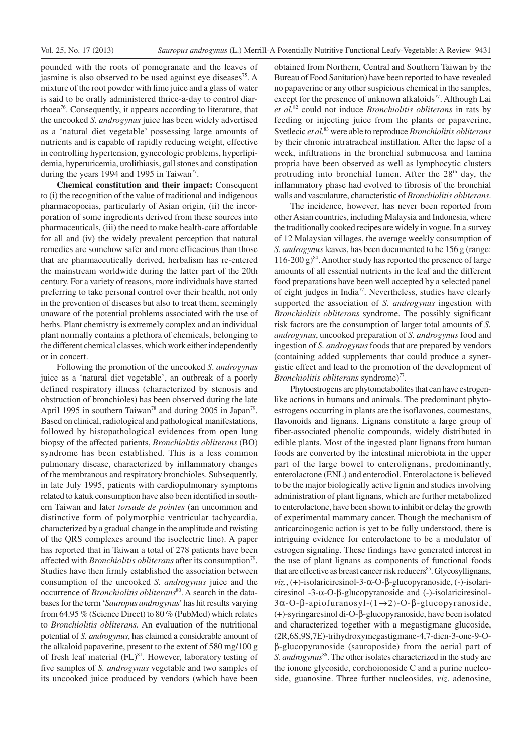pounded with the roots of pomegranate and the leaves of jasmine is also observed to be used against eye diseases[75]. A mixture of the root powder with lime juice and a glass of water is said to be orally administered thrice-a-day to control diarrhoea[76]. Consequently, it appears according to literature, that the uncooked *S. androgynus* juice has been widely advertised as a 'natural diet vegetable' possessing large amounts of nutrients and is capable of rapidly reducing weight, effective in controlling hypertension, gynecologic problems, hyperlipidemia, hyperuricemia, urolithiasis, gall stones and constipation during the years 1994 and 1995 in Taiwan[77].

**Chemical constitution and their impact:** Consequent to (i) the recognition of the value of traditional and indigenous pharmacopoeias, particularly of Asian origin, (ii) the incorporation of some ingredients derived from these sources into pharmaceuticals, (iii) the need to make health-care affordable for all and (iv) the widely prevalent perception that natural remedies are somehow safer and more efficacious than those that are pharmaceutically derived, herbalism has re-entered the mainstream worldwide during the latter part of the 20th century. For a variety of reasons, more individuals have started preferring to take personal control over their health, not only in the prevention of diseases but also to treat them, seemingly unaware of the potential problems associated with the use of herbs. Plant chemistry is extremely complex and an individual plant normally contains a plethora of chemicals, belonging to the different chemical classes, which work either independently or in concert.

Following the promotion of the uncooked *S. androgynus* juice as a 'natural diet vegetable', an outbreak of a poorly defined respiratory illness (characterized by stenosis and obstruction of bronchioles) has been observed during the late April 1995 in southern Taiwan[78] and during 2005 in Japan[79]. Based on clinical, radiological and pathological manifestations, followed by histopathological evidences from open lung biopsy of the affected patients, *Bronchiolitis obliterans* (BO) syndrome has been established. This is a less common pulmonary disease, characterized by inflammatory changes of the membranous and respiratory bronchioles. Subsequently, in late July 1995, patients with cardiopulmonary symptoms related to katuk consumption have also been identified in southern Taiwan and later *torsade de pointes* (an uncommon and distinctive form of polymorphic ventricular tachycardia, characterized by a gradual change in the amplitude and twisting of the QRS complexes around the isoelectric line). A paper has reported that in Taiwan a total of 278 patients have been affected with *Bronchiolitis obliterans* after its consumption[79]. Studies have then firmly established the association between consumption of the uncooked *S. androgynus* juice and the occurrence of *Bronchiolitis obliterans*[80]. A search in the databases for the term '*Sauropus androgynus*' has hit results varying from 64.95 % (Science Direct) to 80 % (PubMed) which relates to *Bronchiolitis obliterans*. An evaluation of the nutritional potential of *S. androgynus*, has claimed a considerable amount of the alkaloid papaverine, present to the extent of 580 mg/100 g of fresh leaf material (FL)[81]. However, laboratory testing of five samples of *S. androgynus* vegetable and two samples of its uncooked juice produced by vendors (which have been obtained from Northern, Central and Southern Taiwan by the Bureau of Food Sanitation) have been reported to have revealed no papaverine or any other suspicious chemical in the samples, except for the presence of unknown alkaloids[77]. Although Lai *et al.*[82] could not induce *Bronchiolitis obliterans* in rats by feeding or injecting juice from the plants or papaverine, Svetlecic *et al.*[83] were able to reproduce *Bronchiolitis obliterans* by their chronic intratracheal instillation. After the lapse of a week, infiltrations in the bronchial submucosa and lamina propria have been observed as well as lymphocytic clusters protruding into bronchial lumen. After the 28th day, the inflammatory phase had evolved to fibrosis of the bronchial walls and vasculature, characteristic of *Bronchiolitis obliterans*.

The incidence, however, has never been reported from other Asian countries, including Malaysia and Indonesia, where the traditionally cooked recipes are widely in vogue. In a survey of 12 Malaysian villages, the average weekly consumption of *S. androgynus* leaves, has been documented to be 156 g (range: 116-200 g)[84]. Another study has reported the presence of large amounts of all essential nutrients in the leaf and the different food preparations have been well accepted by a selected panel of eight judges in India[77]. Nevertheless, studies have clearly supported the association of *S. androgynus* ingestion with *Bronchiolitis obliterans* syndrome. The possibly significant risk factors are the consumption of larger total amounts of *S. androgynus*, uncooked preparation of *S. androgynus* food and ingestion of *S. androgynus* foods that are prepared by vendors (containing added supplements that could produce a synergistic effect and lead to the promotion of the development of *Bronchiolitis obliterans* syndrome)[77].

Phytoestrogens are phytometabolites that can have estrogen-like actions in humans and animals. The predominant phytoestrogens occurring in plants are the isoflavones, coumestans, flavonoids and lignans. Lignans constitute a large group of fiber-associated phenolic compounds, widely distributed in edible plants. Most of the ingested plant lignans from human foods are converted by the intestinal microbiota in the upper part of the large bowel to enterolignans, predominantly, enterolactone (ENL) and enterodiol. Enterolactone is believed to be the major biologically active lignin and studies involving administration of plant lignans, which are further metabolized to enterolactone, have been shown to inhibit or delay the growth of experimental mammary cancer. Though the mechanism of anticarcinogenic action is yet to be fully understood, there is intriguing evidence for enterolactone to be a modulator of estrogen signaling. These findings have generated interest in the use of plant lignans as components of functional foods that are effective as breast cancer risk reducers[85]. Glycosyllignans, *viz.*, (+)-isolariciresinol-3-α-O-β-glucopyranoside, (-)-isolariciresinol -3-α-O-β-glucopyranoside and (-)-isolariciresinol-3α-O-β-apiofuranosyl-(1→2)-O-β-glucopyranoside, (+)-syringaresinol di-O-β-glucopyranoside, have been isolated and characterized together with a megastigmane glucoside, (2R,6S,9S,7E)-trihydroxymegastigmane-4,7-dien-3-one-9-O-β-glucopyranoside (sauroposide) from the aerial part of *S. androgynus*[86]. The other isolates characterized in the study are the ionone glycoside, corchoionoside C and a purine nucleoside, guanosine. Three further nucleosides, *viz*. adenosine,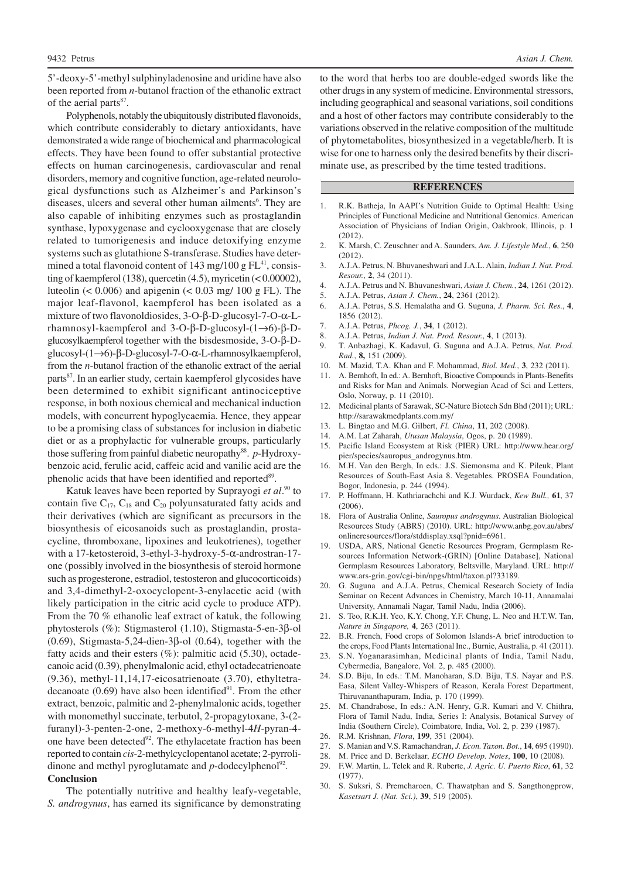5'-deoxy-5'-methyl sulphinyladenosine and uridine have also been reported from *n*-butanol fraction of the ethanolic extract of the aerial parts[87].

Polyphenols, notably the ubiquitously distributed flavonoids, which contribute considerably to dietary antioxidants, have demonstrated a wide range of biochemical and pharmacological effects. They have been found to offer substantial protective effects on human carcinogenesis, cardiovascular and renal disorders, memory and cognitive function, age-related neurological dysfunctions such as Alzheimer's and Parkinson's diseases, ulcers and several other human ailments[6]. They are also capable of inhibiting enzymes such as prostaglandin synthase, lypoxygenase and cyclooxygenase that are closely related to tumorigenesis and induce detoxifying enzyme systems such as glutathione S-transferase. Studies have determined a total flavonoid content of 143 mg/100 g FL[41], consisting of kaempferol (138), quercetin (4.5), myricetin (< 0.00002), luteolin (< 0.006) and apigenin (< 0.03 mg/ 100 g FL). The major leaf-flavonol, kaempferol has been isolated as a mixture of two flavonoldiosides, 3-O-β-D-glucosyl-7-O-α-L-rhamnosyl-kaempferol and 3-O-β-D-glucosyl-(1→6)-β-D-glucosylkaempferol together with the bisdesmoside, 3-O-β-D-glucosyl-(1→6)-β-D-glucosyl-7-O-α-L-rhamnosylkaempferol, from the *n*-butanol fraction of the ethanolic extract of the aerial parts[87]. In an earlier study, certain kaempferol glycosides have been determined to exhibit significant antinociceptive response, in both noxious chemical and mechanical induction models, with concurrent hypoglycaemia. Hence, they appear to be a promising class of substances for inclusion in diabetic diet or as a prophylactic for vulnerable groups, particularly those suffering from painful diabetic neuropathy[88]. *p*-Hydroxybenzoic acid, ferulic acid, caffeic acid and vanilic acid are the phenolic acids that have been identified and reported[89].

Katuk leaves have been reported by Suprayogi *et al*.[90] to contain five $C_{17}$, $C_{18}$ and $C_{20}$ polyunsaturated fatty acids and their derivatives (which are significant as precursors in the biosynthesis of eicosanoids such as prostaglandin, prostacycline, thromboxane, lipoxines and leukotrienes), together with a 17-ketosteroid, 3-ethyl-3-hydroxy-5-α-androstran-17-one (possibly involved in the biosynthesis of steroid hormone such as progesterone, estradiol, testosteron and glucocorticoids) and 3,4-dimethyl-2-oxocyclopent-3-enylacetic acid (with likely participation in the citric acid cycle to produce ATP). From the 70 % ethanolic leaf extract of katuk, the following phytosterols (%): Stigmasterol (1.10), Stigmasta-5-en-3β-ol (0.69), Stigmasta-5,24-dien-3β-ol (0.64), together with the fatty acids and their esters (%): palmitic acid (5.30), octadecanoic acid (0.39), phenylmalonic acid, ethyl octadecatrienoate (9.36), methyl-11,14,17-eicosatrienoate (3.70), ethyltetradecanoate (0.69) have also been identified[91]. From the ether extract, benzoic, palmitic and 2-phenylmalonic acids, together with monomethyl succinate, terbutol, 2-propagytoxane, 3-(2-furanyl)-3-penten-2-one, 2-methoxy-6-methyl-4*H*-pyran-4-one have been detected[92]. The ethylacetate fraction has been reported to contain *cis*-2-methylcyclopentanol acetate; 2-pyrrolidinone and methyl pyroglutamate and *p*-dodecylphenol[92].

## Conclusion

The potentially nutritive and healthy leafy-vegetable, *S. androgynus*, has earned its significance by demonstrating to the word that herbs too are double-edged swords like the other drugs in any system of medicine. Environmental stressors, including geographical and seasonal variations, soil conditions and a host of other factors may contribute considerably to the variations observed in the relative composition of the multitude of phytometabolites, biosynthesized in a vegetable/herb. It is wise for one to harness only the desired benefits by their discriminate use, as prescribed by the time tested traditions.

## REFERENCES

1. R.K. Batheja, In AAPI's Nutrition Guide to Optimal Health: Using Principles of Functional Medicine and Nutritional Genomics. American Association of Physicians of Indian Origin, Oakbrook, Illinois, p. 1 (2012).
2. K. Marsh, C. Zeuschner and A. Saunders, *Am. J. Lifestyle Med.*, **6**, 250 (2012).
3. A.J.A. Petrus, N. Bhuvaneshwari and J.A.L. Alain, *Indian J. Nat. Prod. Resour.*, **2**, 34 (2011).
4. A.J.A. Petrus and N. Bhuvaneshwari, *Asian J. Chem.*, **24**, 1261 (2012).
5. A.J.A. Petrus, *Asian J. Chem.*, **24**, 2361 (2012).
6. A.J.A. Petrus, S.S. Hemalatha and G. Suguna, *J. Pharm. Sci. Res.*, **4**, 1856 (2012).
7. A.J.A. Petrus, *Phcog. J.*, **34**, 1 (2012).
8. A.J.A. Petrus, *Indian J. Nat. Prod. Resour.*, **4**, 1 (2013).
9. T. Anbazhagi, K. Kadavul, G. Suguna and A.J.A. Petrus, *Nat. Prod. Rad.*, **8,** 151 (2009).
10. M. Mazid, T.A. Khan and F. Mohammad, *Biol. Med.*, **3**, 232 (2011).
11. A. Bernhoft, In ed.: A. Bernhoft, Bioactive Compounds in Plants-Benefits and Risks for Man and Animals. Norwegian Acad of Sci and Letters, Oslo, Norway, p. 11 (2010).
12. Medicinal plants of Sarawak, SC-Nature Biotech Sdn Bhd (2011); URL: http://sarawakmedplants.com.my/
13. L. Bingtao and M.G. Gilbert, *Fl. China*, **11**, 202 (2008).
14. A.M. Lat Zaharah, *Utusan Malaysia*, Ogos, p. 20 (1989).
15. Pacific Island Ecosystem at Risk (PIER) URL: http://www.hear.org/pier/species/sauropus_androgynus.htm.
16. M.H. Van den Bergh, In eds.: J.S. Siemonsma and K. Pileuk, Plant Resources of South-East Asia 8. Vegetables. PROSEA Foundation, Bogor, Indonesia, p. 244 (1994).
17. P. Hoffmann, H. Kathriarachchi and K.J. Wurdack, *Kew Bull.,* **61**, 37 (2006).
18. Flora of Australia Online, *Sauropus androgynus*. Australian Biological Resources Study (ABRS) (2010). URL: http://www.anbg.gov.au/abrs/onlineresources/flora/stddisplay.xsql?pnid=6961.
19. USDA, ARS, National Genetic Resources Program, Germplasm Resources Information Network-(GRIN) [Online Database], National Germplasm Resources Laboratory, Beltsville, Maryland. URL: http://www.ars-grin.gov/cgi-bin/npgs/html/taxon.pl?33189.
20. G. Suguna and A.J.A. Petrus, Chemical Research Society of India Seminar on Recent Advances in Chemistry, March 10-11, Annamalai University, Annamali Nagar, Tamil Nadu, India (2006).
21. S. Teo, R.K.H. Yeo, K.Y. Chong, Y.F. Chung, L. Neo and H.T.W. Tan, *Nature in Singapore,* **4**, 263 (2011).
22. B.R. French, Food crops of Solomon Islands-A brief introduction to the crops, Food Plants International Inc., Burnie, Australia, p. 41 (2011).
23. S.N. Yoganarasimhan, Medicinal plants of India, Tamil Nadu, Cybermedia, Bangalore, Vol. 2, p. 485 (2000).
24. S.D. Biju, In eds.: T.M. Manoharan, S.D. Biju, T.S. Nayar and P.S. Easa, Silent Valley-Whispers of Reason, Kerala Forest Department, Thiruvananthapuram, India, p. 170 (1999).
25. M. Chandrabose, In eds.: A.N. Henry, G.R. Kumari and V. Chithra, Flora of Tamil Nadu, India, Series I: Analysis, Botanical Survey of India (Southern Circle), Coimbatore, India, Vol. 2, p. 239 (1987).
26. R.M. Krishnan, *Flora*, **199**, 351 (2004).
27. S. Manian and V.S. Ramachandran, *J. Econ. Taxon. Bot.*, **14**, 695 (1990).
28. M. Price and D. Berkelaar, *ECHO Develop. Notes*, **100**, 10 (2008).
29. F.W. Martin, L. Telek and R. Ruberte, *J. Agric. U. Puerto Rico*, **61**, 32 (1977).
30. S. Suksri, S. Premcharoen, C. Thawatphan and S. Sangthongprow, *Kasetsart J. (Nat. Sci.)*, **39**, 519 (2005).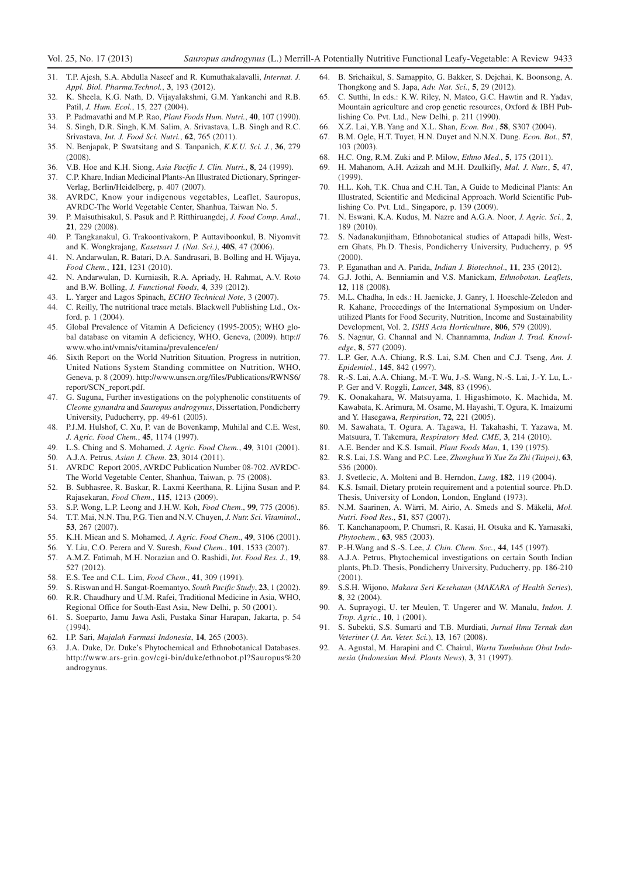31. T.P. Ajesh, S.A. Abdulla Naseef and R. Kumuthakalavalli, *Internat. J. Appl. Biol. Pharma.Technol.*, **3**, 193 (2012).
32. K. Sheela, K.G. Nath, D. Vijayalakshmi, G.M. Yankanchi and R.B. Patil, *J. Hum. Ecol.*, 15, 227 (2004).
33. P. Padmavathi and M.P. Rao, *Plant Foods Hum. Nutri.*, **40**, 107 (1990).
34. S. Singh, D.R. Singh, K.M. Salim, A. Srivastava, L.B. Singh and R.C. Srivastava, *Int. J. Food Sci. Nutri.*, **62**, 765 (2011).
35. N. Benjapak, P. Swatsitang and S. Tanpanich, *K.K.U. Sci. J.*, **36**, 279 (2008).
36. V.B. Hoe and K.H. Siong, *Asia Pacific J. Clin. Nutri.*, **8**, 24 (1999).
37. C.P. Khare, Indian Medicinal Plants-An Illustrated Dictionary, Springer-Verlag, Berlin/Heidelberg, p. 407 (2007).
38. AVRDC, Know your indigenous vegetables, Leaflet, Sauropus, AVRDC-The World Vegetable Center, Shanhua, Taiwan No. 5.
39. P. Maisuthisakul, S. Pasuk and P. Ritthiruangdej, *J. Food Comp. Anal.*, **21**, 229 (2008).
40. P. Tangkanakul, G. Trakoontivakorn, P. Auttaviboonkul, B. Niyomvit and K. Wongkrajang, *Kasetsart J. (Nat. Sci.)*, **40S**, 47 (2006).
41. N. Andarwulan, R. Batari, D.A. Sandrasari, B. Bolling and H. Wijaya, *Food Chem.*, **121**, 1231 (2010).
42. N. Andarwulan, D. Kurniasih, R.A. Apriady, H. Rahmat, A.V. Roto and B.W. Bolling, *J. Functional Foods*, **4**, 339 (2012).
43. L. Yarger and Lagos Spinach, *ECHO Technical Note*, 3 (2007).
44. C. Reilly, The nutritional trace metals. Blackwell Publishing Ltd., Oxford, p. 1 (2004).
45. Global Prevalence of Vitamin A Deficiency (1995-2005); WHO global database on vitamin A deficiency, WHO, Geneva, (2009). http://www.who.int/vmnis/vitamina/prevalence/en/
46. Sixth Report on the World Nutrition Situation, Progress in nutrition, United Nations System Standing committee on Nutrition, WHO, Geneva, p. 8 (2009). http://www.unscn.org/files/Publications/RWNS6/report/SCN_report.pdf.
47. G. Suguna, Further investigations on the polyphenolic constituents of *Cleome gynandra* and *Sauropus androgynus*, Dissertation, Pondicherry University, Puducherry, pp. 49-61 (2005).
48. P.J.M. Hulshof, C. Xu, P. van de Bovenkamp, Muhilal and C.E. West, *J. Agric. Food Chem.*, **45**, 1174 (1997).
49. L.S. Ching and S. Mohamed, *J. Agric. Food Chem.*, **49**, 3101 (2001).
50. A.J.A. Petrus, *Asian J. Chem.* **23**, 3014 (2011).
51. AVRDC Report 2005, AVRDC Publication Number 08-702. AVRDC-The World Vegetable Center, Shanhua, Taiwan, p. 75 (2008).
52. B. Subhasree, R. Baskar, R. Laxmi Keerthana, R. Lijina Susan and P. Rajasekaran, *Food Chem.*, **115**, 1213 (2009).
53. S.P. Wong, L.P. Leong and J.H.W. Koh, *Food Chem*., **99**, 775 (2006).
54. T.T. Mai, N.N. Thu, P.G. Tien and N.V. Chuyen, *J. Nutr. Sci. Vitaminol*., **53**, 267 (2007).
55. K.H. Miean and S. Mohamed, *J. Agric. Food Chem*., **49**, 3106 (2001).
56. Y. Liu, C.O. Perera and V. Suresh, *Food Chem*., **101**, 1533 (2007).
57. A.M.Z. Fatimah, M.H. Norazian and O. Rashidi, *Int. Food Res. J.*, **19**, 527 (2012).
58. E.S. Tee and C.L. Lim, *Food Chem*., **41**, 309 (1991).
59. S. Riswan and H. Sangat-Roemantyo, *South Pacific Study*, **23**, 1 (2002).
60. R.R. Chaudhury and U.M. Rafei, Traditional Medicine in Asia, WHO, Regional Office for South-East Asia, New Delhi, p. 50 (2001).
61. S. Soeparto, Jamu Jawa Asli, Pustaka Sinar Harapan, Jakarta, p. 54 (1994).
62. I.P. Sari, *Majalah Farmasi Indonesia*, **14**, 265 (2003).
63. J.A. Duke, Dr. Duke's Phytochemical and Ethnobotanical Databases. http://www.ars-grin.gov/cgi-bin/duke/ethnobot.pl?Sauropus%20androgynus.
64. B. Srichaikul, S. Samappito, G. Bakker, S. Dejchai, K. Boonsong, A. Thongkong and S. Japa, *Adv. Nat. Sci.*, **5**, 29 (2012).
65. C. Sutthi, In eds.: K.W. Riley, N, Mateo, G.C. Hawtin and R. Yadav, Mountain agriculture and crop genetic resources, Oxford & IBH Publishing Co. Pvt. Ltd., New Delhi, p. 211 (1990).
66. X.Z. Lai, Y.B. Yang and X.L. Shan, *Econ. Bot.*, **58**, S307 (2004).
67. B.M. Ogle, H.T. Tuyet, H.N. Duyet and N.N.X. Dung. *Econ. Bot.*, **57**, 103 (2003).
68. H.C. Ong, R.M. Zuki and P. Milow, *Ethno Med.*, **5**, 175 (2011).
69. H. Mahanom, A.H. Azizah and M.H. Dzulkifly, *Mal. J. Nutr.*, **5**, 47, (1999).
70. H.L. Koh, T.K. Chua and C.H. Tan, A Guide to Medicinal Plants: An Illustrated, Scientific and Medicinal Approach. World Scientific Publishing Co. Pvt. Ltd., Singapore, p. 139 (2009).
71. N. Eswani, K.A. Kudus, M. Nazre and A.G.A. Noor, *J. Agric. Sci.*, **2**, 189 (2010).
72. S. Nadanakunjitham, Ethnobotanical studies of Attapadi hills, Western Ghats, Ph.D. Thesis, Pondicherry University, Puducherry, p. 95 (2000).
73. P. Eganathan and A. Parida, *Indian J. Biotechnol*., **11**, 235 (2012).
74. G.J. Jothi, A. Benniamin and V.S. Manickam, *Ethnobotan. Leaflets*, **12**, 118 (2008).
75. M.L. Chadha, In eds.: H. Jaenicke, J. Ganry, I. Hoeschle-Zeledon and R. Kahane, Proceedings of the International Symposium on Underutilized Plants for Food Security, Nutrition, Income and Sustainability Development, Vol. 2, *ISHS Acta Horticulture*, **806**, 579 (2009).
76. S. Nagnur, G. Channal and N. Channamma, *Indian J. Trad. Knowledge*, **8**, 577 (2009).
77. L.P. Ger, A.A. Chiang, R.S. Lai, S.M. Chen and C.J. Tseng, *Am. J. Epidemiol.*, **145**, 842 (1997).
78. R.-S. Lai, A.A. Chiang, M.-T. Wu, J.-S. Wang, N.-S. Lai, J.-Y. Lu, L.-P. Ger and V. Roggli, *Lancet*, **348**, 83 (1996).
79. K. Oonakahara, W. Matsuyama, I. Higashimoto, K. Machida, M. Kawabata, K. Arimura, M. Osame, M. Hayashi, T. Ogura, K. Imaizumi and Y. Hasegawa, *Respiration*, **72**, 221 (2005).
80. M. Sawahata, T. Ogura, A. Tagawa, H. Takahashi, T. Yazawa, M. Matsuura, T. Takemura, *Respiratory Med. CME*, **3**, 214 (2010).
81. A.E. Bender and K.S. Ismail, *Plant Foods Man*, **1**, 139 (1975).
82. R.S. Lai, J.S. Wang and P.C. Lee, *Zhonghua Yi Xue Za Zhi (Taipei)*, **63**, 536 (2000).
83. J. Svetlecic, A. Molteni and B. Herndon, *Lung*, **182**, 119 (2004).
84. K.S. Ismail, Dietary protein requirement and a potential source. Ph.D. Thesis, University of London, London, England (1973).
85. N.M. Saarinen, A. Wärri, M. Airio, A. Smeds and S. Mäkelä, *Mol. Nutri. Food Res*., **51**, 857 (2007).
86. T. Kanchanapoom, P. Chumsri, R. Kasai, H. Otsuka and K. Yamasaki, *Phytochem.*, **63**, 985 (2003).
87. P.-H.Wang and S.-S. Lee, *J. Chin. Chem. Soc.*, **44**, 145 (1997).
88. A.J.A. Petrus, Phytochemical investigations on certain South Indian plants, Ph.D. Thesis, Pondicherry University, Puducherry, pp. 186-210 (2001).
89. S.S.H. Wijono, *Makara Seri Kesehatan* (*MAKARA of Health Series*), **8**, 32 (2004).
90. A. Suprayogi, U. ter Meulen, T. Ungerer and W. Manalu, *Indon. J. Trop. Agric.*, **10**, 1 (2001).
91. S. Subekti, S.S. Sumarti and T.B. Murdiati, *Jurnal Ilmu Ternak dan Veteriner* (*J. An. Veter. Sci.*), **13**, 167 (2008).
92. A. Agustal, M. Harapini and C. Chairul, *Warta Tumbuhan Obat Indonesia* (*Indonesian Med. Plants News*), **3**, 31 (1997).